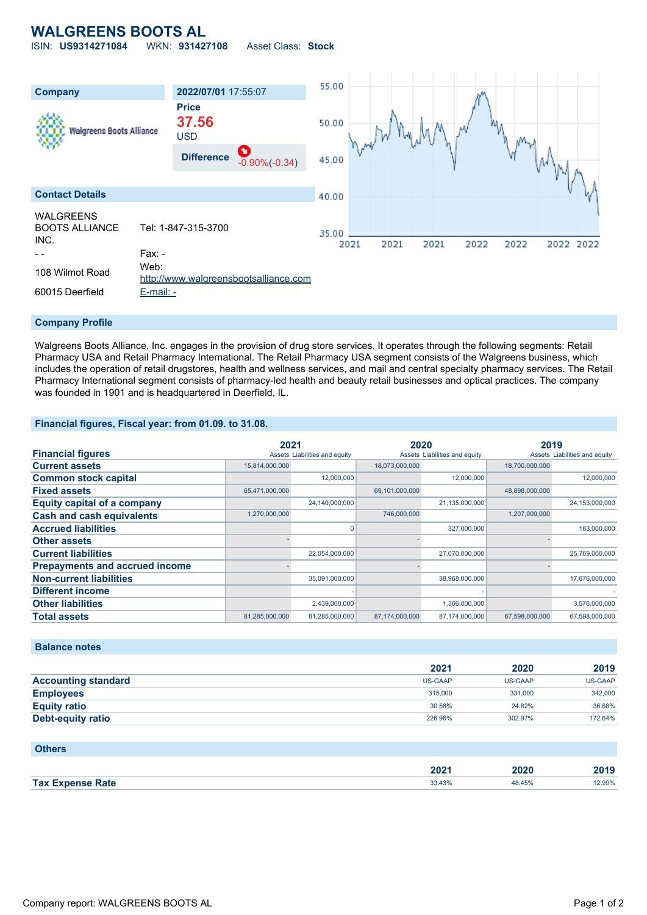# WALGREENS BOOTS AL

ISIN: **US9314271084** WKN: **931427108** Asset Class: **Stock**

| Company | 2022/07/01 17:55:07 |
|---|---|
| | Price |
| | **37.56** |
| | USD |
| | Difference -0.90%(-0.34) |

## Contact Details

| | |
|---|---|
| WALGREENS BOOTS ALLIANCE INC. | Tel: 1-847-315-3700 |
| - - | Fax: - |
| 108 Wilmot Road | Web: http://www.walgreensbootsalliance.com |
| 60015 Deerfield | E-mail: - |

## Company Profile

Walgreens Boots Alliance, Inc. engages in the provision of drug store services. It operates through the following segments: Retail Pharmacy USA and Retail Pharmacy International. The Retail Pharmacy USA segment consists of the Walgreens business, which includes the operation of retail drugstores, health and wellness services, and mail and central specialty pharmacy services. The Retail Pharmacy International segment consists of pharmacy-led health and beauty retail businesses and optical practices. The company was founded in 1901 and is headquartered in Deerfield, IL.

## Financial figures, Fiscal year: from 01.09. to 31.08.

| Financial figures | 2021 Assets | 2021 Liabilities and equity | 2020 Assets | 2020 Liabilities and equity | 2019 Assets | 2019 Liabilities and equity |
|---|---|---|---|---|---|---|
| **Current assets** | 15,814,000,000 | | 18,073,000,000 | | 18,700,000,000 | |
| **Common stock capital** | | 12,000,000 | | 12,000,000 | | 12,000,000 |
| **Fixed assets** | 65,471,000,000 | | 69,101,000,000 | | 48,898,000,000 | |
| **Equity capital of a company** | | 24,140,000,000 | | 21,135,000,000 | | 24,153,000,000 |
| **Cash and cash equivalents** | 1,270,000,000 | | 746,000,000 | | 1,207,000,000 | |
| **Accrued liabilities** | | 0 | | 327,000,000 | | 183,000,000 |
| **Other assets** | - | | - | | - | |
| **Current liabilities** | | 22,054,000,000 | | 27,070,000,000 | | 25,769,000,000 |
| **Prepayments and accrued income** | - | | - | | - | |
| **Non-current liabilities** | | 35,091,000,000 | | 38,968,000,000 | | 17,676,000,000 |
| **Different income** | | - | | - | | - |
| **Other liabilities** | | 2,439,000,000 | | 1,366,000,000 | | 3,576,000,000 |
| **Total assets** | 81,285,000,000 | 81,285,000,000 | 87,174,000,000 | 87,174,000,000 | 67,598,000,000 | 67,598,000,000 |

## Balance notes

| | 2021 | 2020 | 2019 |
|---|---|---|---|
| **Accounting standard** | US-GAAP | US-GAAP | US-GAAP |
| **Employees** | 315,000 | 331,000 | 342,000 |
| **Equity ratio** | 30.58% | 24.82% | 36.68% |
| **Debt-equity ratio** | 226.96% | 302.97% | 172.64% |

## Others

| | 2021 | 2020 | 2019 |
|---|---|---|---|
| **Tax Expense Rate** | 33.43% | 48.45% | 12.99% |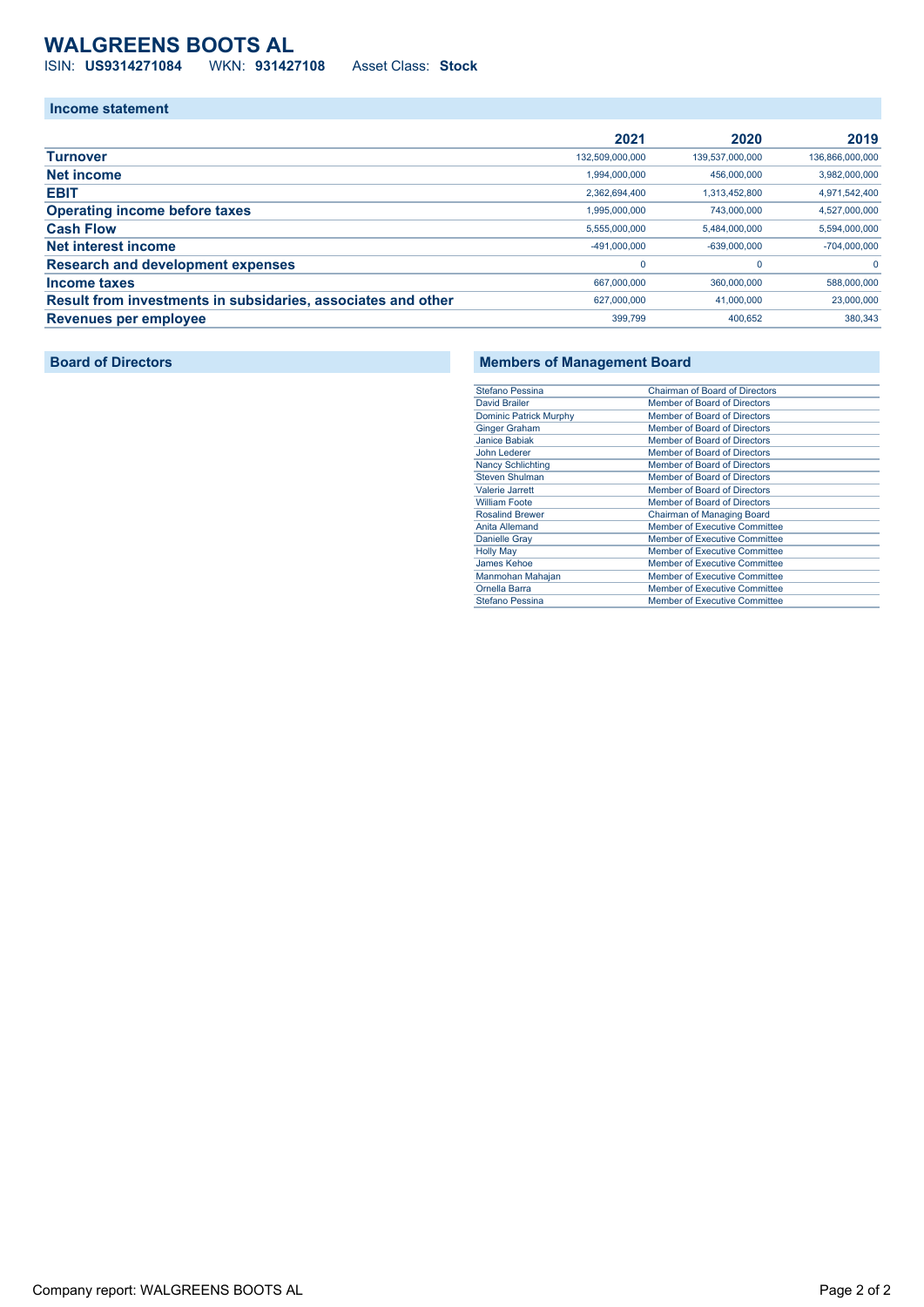# WALGREENS BOOTS AL

ISIN: **US9314271084** WKN: **931427108** Asset Class: **Stock**

## Income statement

| | 2021 | 2020 | 2019 |
|---|---|---|---|
| **Turnover** | 132,509,000,000 | 139,537,000,000 | 136,866,000,000 |
| **Net income** | 1,994,000,000 | 456,000,000 | 3,982,000,000 |
| **EBIT** | 2,362,694,400 | 1,313,452,800 | 4,971,542,400 |
| **Operating income before taxes** | 1,995,000,000 | 743,000,000 | 4,527,000,000 |
| **Cash Flow** | 5,555,000,000 | 5,484,000,000 | 5,594,000,000 |
| **Net interest income** | -491,000,000 | -639,000,000 | -704,000,000 |
| **Research and development expenses** | 0 | 0 | 0 |
| **Income taxes** | 667,000,000 | 360,000,000 | 588,000,000 |
| **Result from investments in subsidaries, associates and other** | 627,000,000 | 41,000,000 | 23,000,000 |
| **Revenues per employee** | 399,799 | 400,652 | 380,343 |

## Board of Directors

## Members of Management Board

| | |
|---|---|
| Stefano Pessina | Chairman of Board of Directors |
| David Brailer | Member of Board of Directors |
| Dominic Patrick Murphy | Member of Board of Directors |
| Ginger Graham | Member of Board of Directors |
| Janice Babiak | Member of Board of Directors |
| John Lederer | Member of Board of Directors |
| Nancy Schlichting | Member of Board of Directors |
| Steven Shulman | Member of Board of Directors |
| Valerie Jarrett | Member of Board of Directors |
| William Foote | Member of Board of Directors |
| Rosalind Brewer | Chairman of Managing Board |
| Anita Allemand | Member of Executive Committee |
| Danielle Gray | Member of Executive Committee |
| Holly May | Member of Executive Committee |
| James Kehoe | Member of Executive Committee |
| Manmohan Mahajan | Member of Executive Committee |
| Ornella Barra | Member of Executive Committee |
| Stefano Pessina | Member of Executive Committee |